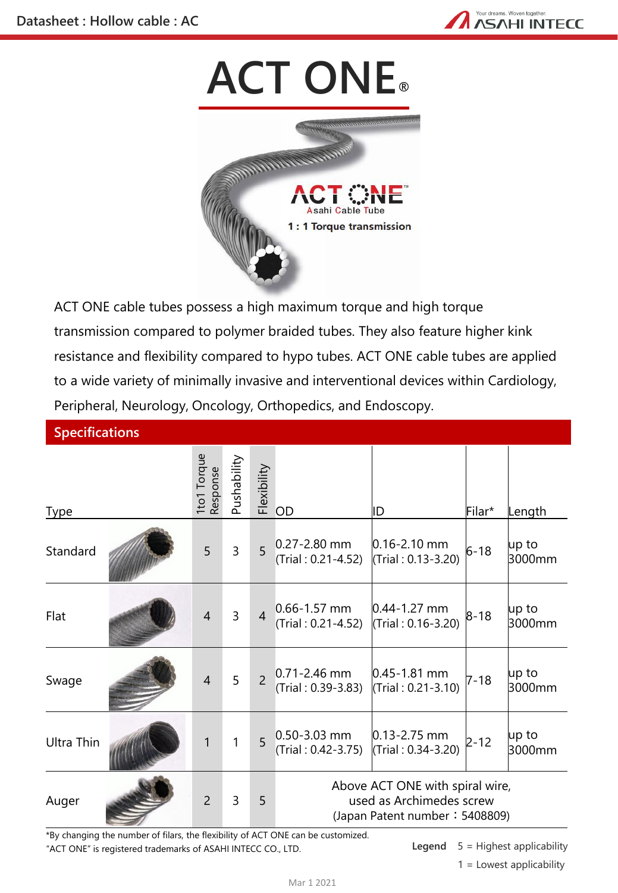# ACT ONE®

ACT ONE cable tubes possess a high maximum torque and high torque transmission compared to polymer braided tubes. They also feature higher kink resistance and flexibility compared to hypo tubes. ACT ONE cable tubes are applied to a wide variety of minimally invasive and interventional devices within Cardiology, Peripheral, Neurology, Oncology, Orthopedics, and Endoscopy.

## Specifications

| Type | 1to1 Torque Response | Pushability | Flexibility | OD | ID | Filar* | Length |
|---|---|---|---|---|---|---|---|
| Standard | 5 | 3 | 5 | 0.27-2.80 mm (Trial : 0.21-4.52) | 0.16-2.10 mm (Trial : 0.13-3.20) | 6-18 | up to 3000mm |
| Flat | 4 | 3 | 4 | 0.66-1.57 mm (Trial : 0.21-4.52) | 0.44-1.27 mm (Trial : 0.16-3.20) | 8-18 | up to 3000mm |
| Swage | 4 | 5 | 2 | 0.71-2.46 mm (Trial : 0.39-3.83) | 0.45-1.81 mm (Trial : 0.21-3.10) | 7-18 | up to 3000mm |
| Ultra Thin | 1 | 1 | 5 | 0.50-3.03 mm (Trial : 0.42-3.75) | 0.13-2.75 mm (Trial : 0.34-3.20) | 2-12 | up to 3000mm |
| Auger | 2 | 3 | 5 | Above ACT ONE with spiral wire, used as Archimedes screw (Japan Patent number：5408809) | | | |

*By changing the number of filars, the flexibility of ACT ONE can be customized.
"ACT ONE" is registered trademarks of ASAHI INTECC CO., LTD.

**Legend** 5 = Highest applicability
1 = Lowest applicability

Mar 1 2021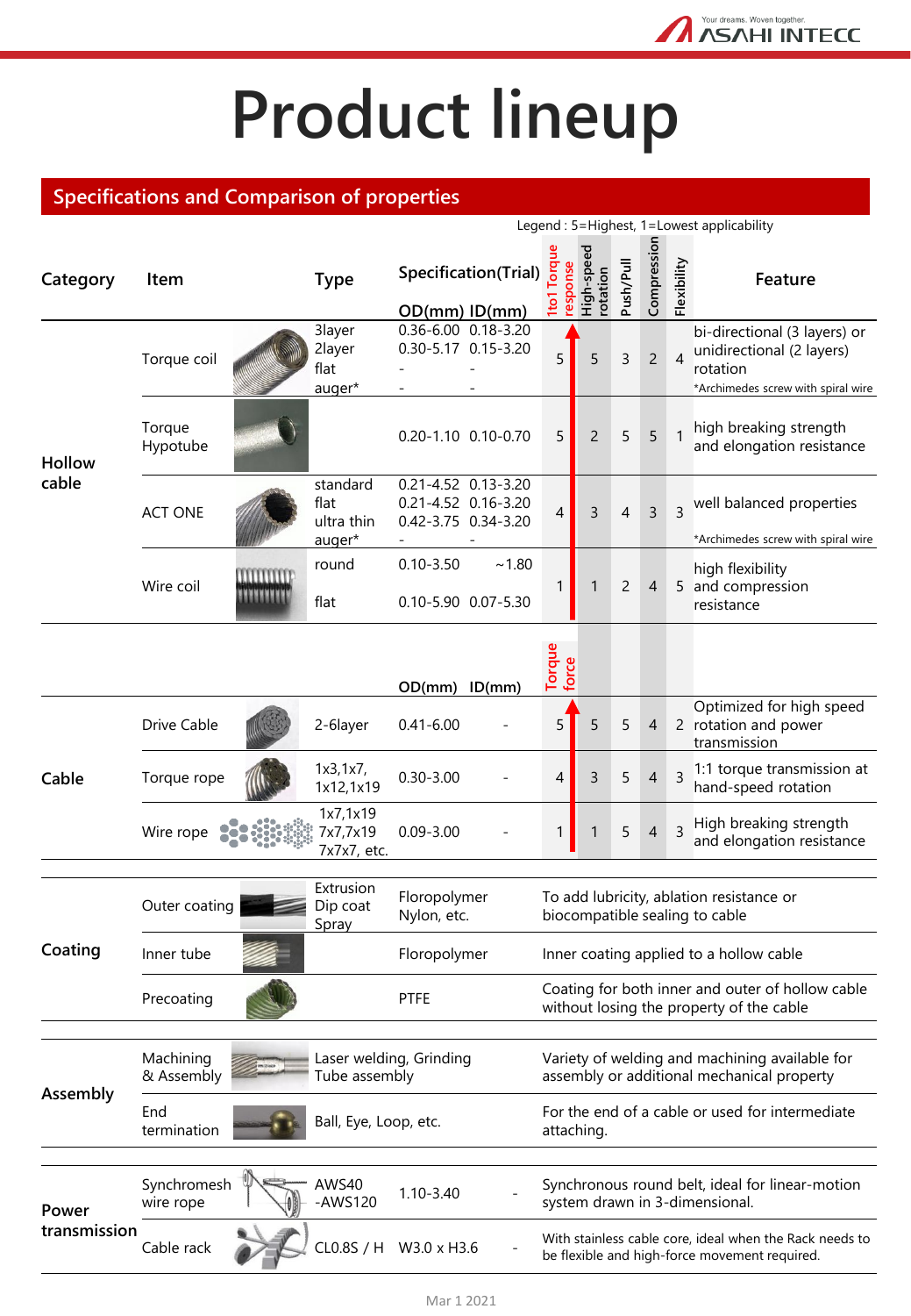# Product lineup

## Specifications and Comparison of properties

Legend : 5=Highest, 1=Lowest applicability

| Category | Item | Type | OD(mm) | ID(mm) | 1to1 Torque response | High-speed rotation | Push/Pull | Compression | Flexibility | Feature |
|---|---|---|---|---|---|---|---|---|---|---|
| Hollow cable | Torque coil | 3layer<br>2layer<br>flat<br>auger* | 0.36-6.00<br>0.30-5.17<br>-<br>- | 0.18-3.20<br>0.15-3.20<br>-<br>- | 5 | 5 | 3 | 2 | 4 | bi-directional (3 layers) or unidirectional (2 layers) rotation<br>*Archimedes screw with spiral wire |
| | Torque Hypotube | | 0.20-1.10 | 0.10-0.70 | 5 | 2 | 5 | 5 | 1 | high breaking strength and elongation resistance |
| | ACT ONE | standard<br>flat<br>ultra thin<br>auger* | 0.21-4.52<br>0.21-4.52<br>0.42-3.75<br>- | 0.13-3.20<br>0.16-3.20<br>0.34-3.20<br>- | 4 | 3 | 4 | 3 | 3 | well balanced properties<br>*Archimedes screw with spiral wire |
| | Wire coil | round<br>flat | 0.10-3.50<br>0.10-5.90 | ~1.80<br>0.07-5.30 | 1 | 1 | 2 | 4 | 5 | high flexibility and compression resistance |

| Category | Item | Type | OD(mm) | ID(mm) | Torque force | High-speed rotation | Push/Pull | Compression | Flexibility | Feature |
|---|---|---|---|---|---|---|---|---|---|---|
| Cable | Drive Cable | 2-6layer | 0.41-6.00 | - | 5 | 5 | 5 | 4 | 2 | Optimized for high speed rotation and power transmission |
| | Torque rope | 1x3,1x7,<br>1x12,1x19 | 0.30-3.00 | - | 4 | 3 | 5 | 4 | 3 | 1:1 torque transmission at hand-speed rotation |
| | Wire rope | 1x7,1x19<br>7x7,7x19<br>7x7x7, etc. | 0.09-3.00 | - | 1 | 1 | 5 | 4 | 3 | High breaking strength and elongation resistance |

| Category | Item | Type | Specification | Feature |
|---|---|---|---|---|
| Coating | Outer coating | Extrusion<br>Dip coat<br>Spray | Floropolymer<br>Nylon, etc. | To add lubricity, ablation resistance or biocompatible sealing to cable |
| | Inner tube | | Floropolymer | Inner coating applied to a hollow cable |
| | Precoating | | PTFE | Coating for both inner and outer of hollow cable without losing the property of the cable |
| Assembly | Machining & Assembly | Laser welding, Grinding<br>Tube assembly | | Variety of welding and machining available for assembly or additional mechanical property |
| | End termination | Ball, Eye, Loop, etc. | | For the end of a cable or used for intermediate attaching. |
| Power transmission | Synchromesh wire rope | AWS40<br>-AWS120 | 1.10-3.40 - | Synchronous round belt, ideal for linear-motion system drawn in 3-dimensional. |
| | Cable rack | CL0.8S / H | W3.0 x H3.6 - | With stainless cable core, ideal when the Rack needs to be flexible and high-force movement required. |

Mar 1 2021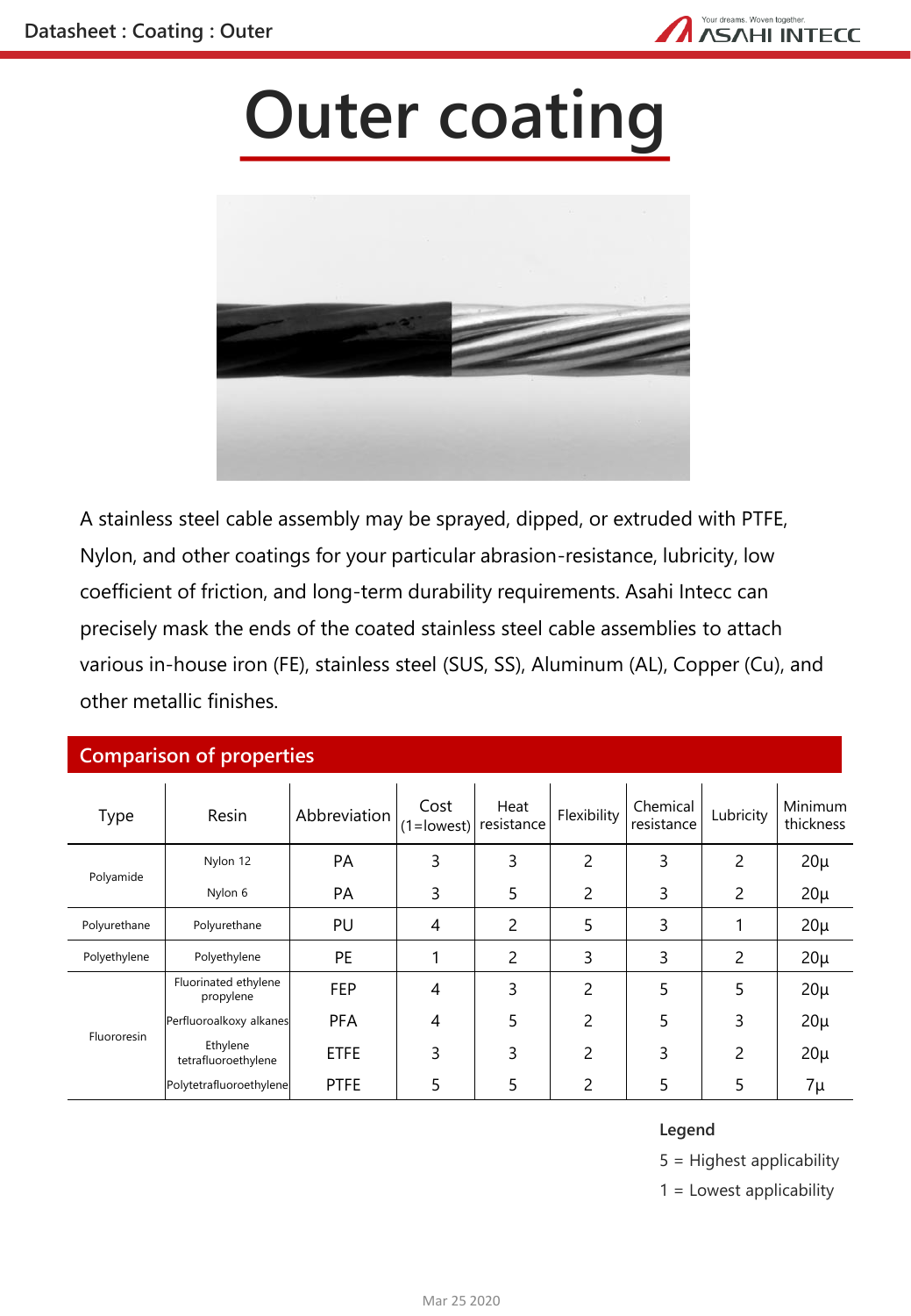# Outer coating

A stainless steel cable assembly may be sprayed, dipped, or extruded with PTFE, Nylon, and other coatings for your particular abrasion-resistance, lubricity, low coefficient of friction, and long-term durability requirements. Asahi Intecc can precisely mask the ends of the coated stainless steel cable assemblies to attach various in-house iron (FE), stainless steel (SUS, SS), Aluminum (AL), Copper (Cu), and other metallic finishes.

## Comparison of properties

| Type | Resin | Abbreviation | Cost (1=lowest) | Heat resistance | Flexibility | Chemical resistance | Lubricity | Minimum thickness |
|---|---|---|---|---|---|---|---|---|
| Polyamide | Nylon 12 | PA | 3 | 3 | 2 | 3 | 2 | 20μ |
| | Nylon 6 | PA | 3 | 5 | 2 | 3 | 2 | 20μ |
| Polyurethane | Polyurethane | PU | 4 | 2 | 5 | 3 | 1 | 20μ |
| Polyethylene | Polyethylene | PE | 1 | 2 | 3 | 3 | 2 | 20μ |
| Fluororesin | Fluorinated ethylene propylene | FEP | 4 | 3 | 2 | 5 | 5 | 20μ |
| | Perfluoroalkoxy alkanes | PFA | 4 | 5 | 2 | 5 | 3 | 20μ |
| | Ethylene tetrafluoroethylene | ETFE | 3 | 3 | 2 | 3 | 2 | 20μ |
| | Polytetrafluoroethylene | PTFE | 5 | 5 | 2 | 5 | 5 | 7μ |

**Legend**

5 = Highest applicability

1 = Lowest applicability

Mar 25 2020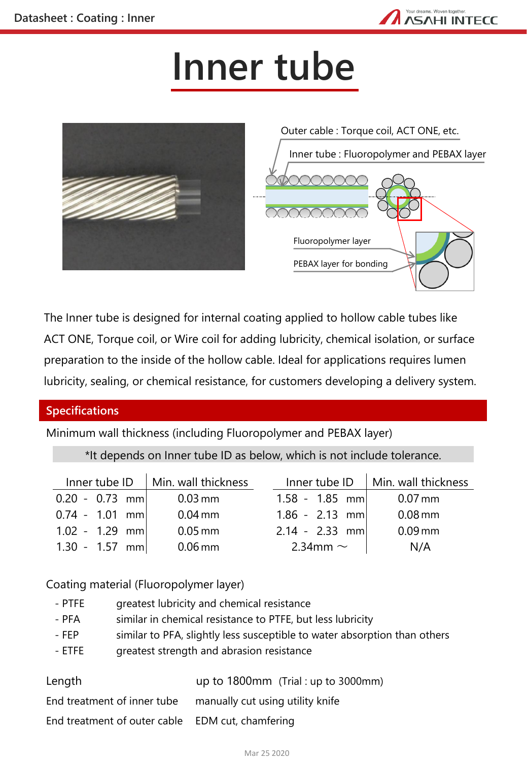# Inner tube

Outer cable : Torque coil, ACT ONE, etc.

Inner tube : Fluoropolymer and PEBAX layer

Fluoropolymer layer

PEBAX layer for bonding

The Inner tube is designed for internal coating applied to hollow cable tubes like ACT ONE, Torque coil, or Wire coil for adding lubricity, chemical isolation, or surface preparation to the inside of the hollow cable. Ideal for applications requires lumen lubricity, sealing, or chemical resistance, for customers developing a delivery system.

## Specifications

Minimum wall thickness (including Fluoropolymer and PEBAX layer)

*It depends on Inner tube ID as below, which is not include tolerance.

| Inner tube ID | Min. wall thickness | Inner tube ID | Min. wall thickness |
|---|---|---|---|
| 0.20 - 0.73 mm | 0.03 mm | 1.58 - 1.85 mm | 0.07 mm |
| 0.74 - 1.01 mm | 0.04 mm | 1.86 - 2.13 mm | 0.08 mm |
| 1.02 - 1.29 mm | 0.05 mm | 2.14 - 2.33 mm | 0.09 mm |
| 1.30 - 1.57 mm | 0.06 mm | 2.34mm ～ | N/A |

Coating material (Fluoropolymer layer)

- PTFE greatest lubricity and chemical resistance
- PFA similar in chemical resistance to PTFE, but less lubricity
- FEP similar to PFA, slightly less susceptible to water absorption than others
- ETFE greatest strength and abrasion resistance

| | |
|---|---|
| Length | up to 1800mm (Trial : up to 3000mm) |
| End treatment of inner tube | manually cut using utility knife |
| End treatment of outer cable | EDM cut, chamfering |

Mar 25 2020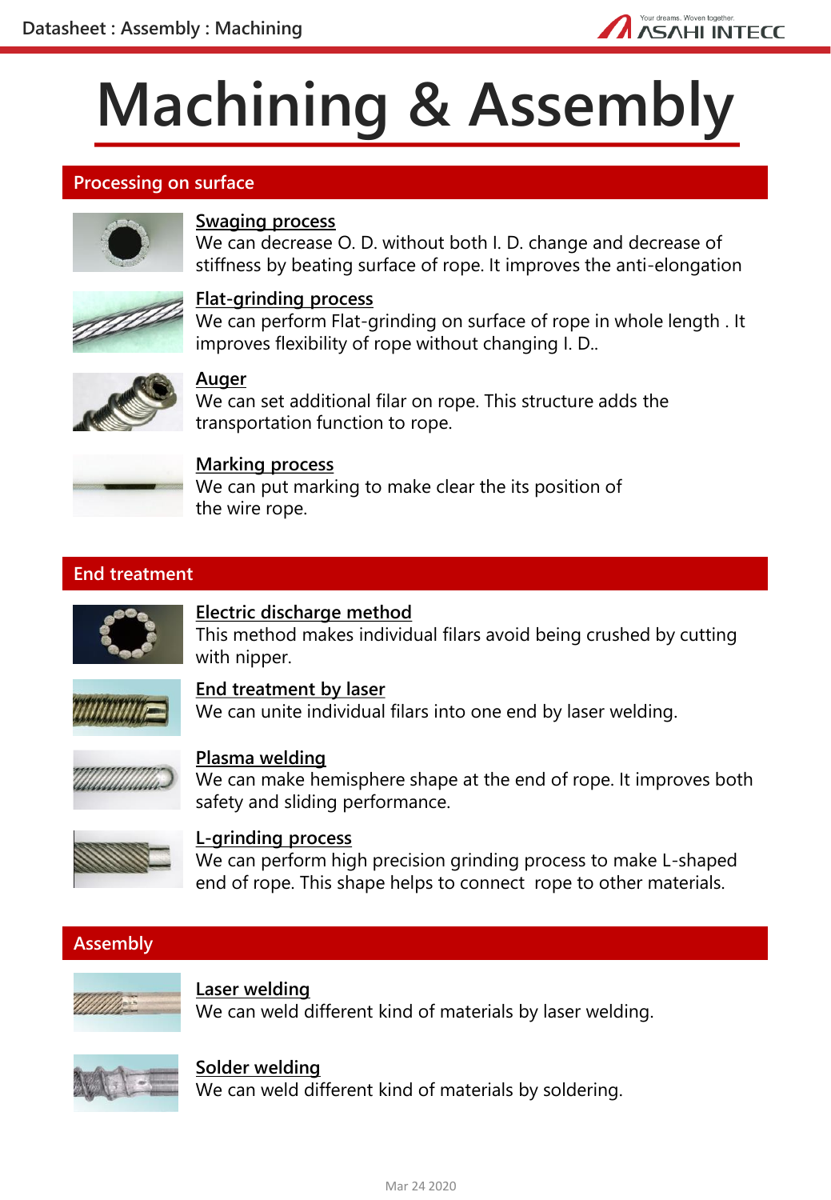# Machining & Assembly

## Processing on surface

**Swaging process**
We can decrease O. D. without both I. D. change and decrease of stiffness by beating surface of rope. It improves the anti-elongation

**Flat-grinding process**
We can perform Flat-grinding on surface of rope in whole length . It improves flexibility of rope without changing I. D..

**Auger**
We can set additional filar on rope. This structure adds the transportation function to rope.

**Marking process**
We can put marking to make clear the its position of the wire rope.

## End treatment

**Electric discharge method**
This method makes individual filars avoid being crushed by cutting with nipper.

**End treatment by laser**
We can unite individual filars into one end by laser welding.

**Plasma welding**
We can make hemisphere shape at the end of rope. It improves both safety and sliding performance.

**L-grinding process**
We can perform high precision grinding process to make L-shaped end of rope. This shape helps to connect rope to other materials.

## Assembly

**Laser welding**
We can weld different kind of materials by laser welding.

**Solder welding**
We can weld different kind of materials by soldering.

Mar 24 2020